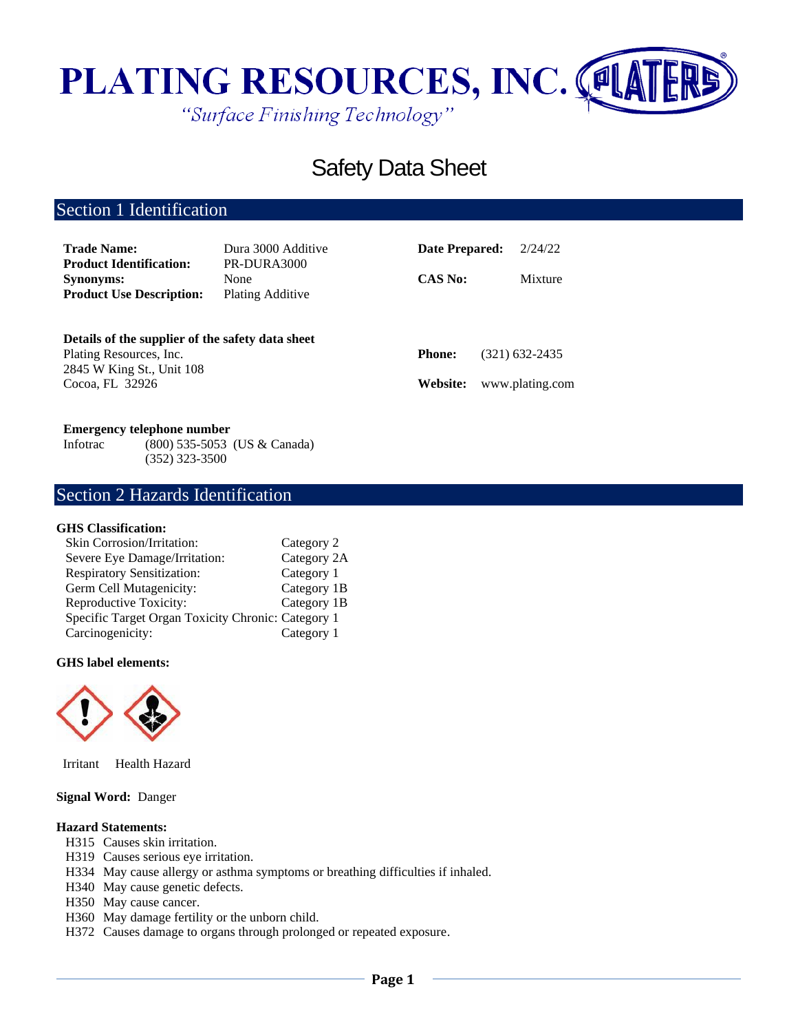# PLATING RESOURCES, INC.

*"Surface Finishing Technology"*

# Safety Data Sheet

## Section 1 Identification

| | | | |
|---|---|---|---|
| **Trade Name:** | Dura 3000 Additive | **Date Prepared:** | 2/24/22 |
| **Product Identification:** | PR-DURA3000 | | |
| **Synonyms:** | None | **CAS No:** | Mixture |
| **Product Use Description:** | Plating Additive | | |

**Details of the supplier of the safety data sheet**

Plating Resources, Inc.
2845 W King St., Unit 108
Cocoa, FL 32926

**Phone:** (321) 632-2435

**Website:** www.plating.com

**Emergency telephone number**

Infotrac (800) 535-5053 (US & Canada)
(352) 323-3500

## Section 2 Hazards Identification

**GHS Classification:**

| | |
|---|---|
| Skin Corrosion/Irritation: | Category 2 |
| Severe Eye Damage/Irritation: | Category 2A |
| Respiratory Sensitization: | Category 1 |
| Germ Cell Mutagenicity: | Category 1B |
| Reproductive Toxicity: | Category 1B |
| Specific Target Organ Toxicity Chronic: | Category 1 |
| Carcinogenicity: | Category 1 |

**GHS label elements:**

Irritant Health Hazard

**Signal Word:** Danger

**Hazard Statements:**

- H315 Causes skin irritation.
- H319 Causes serious eye irritation.
- H334 May cause allergy or asthma symptoms or breathing difficulties if inhaled.
- H340 May cause genetic defects.
- H350 May cause cancer.
- H360 May damage fertility or the unborn child.
- H372 Causes damage to organs through prolonged or repeated exposure.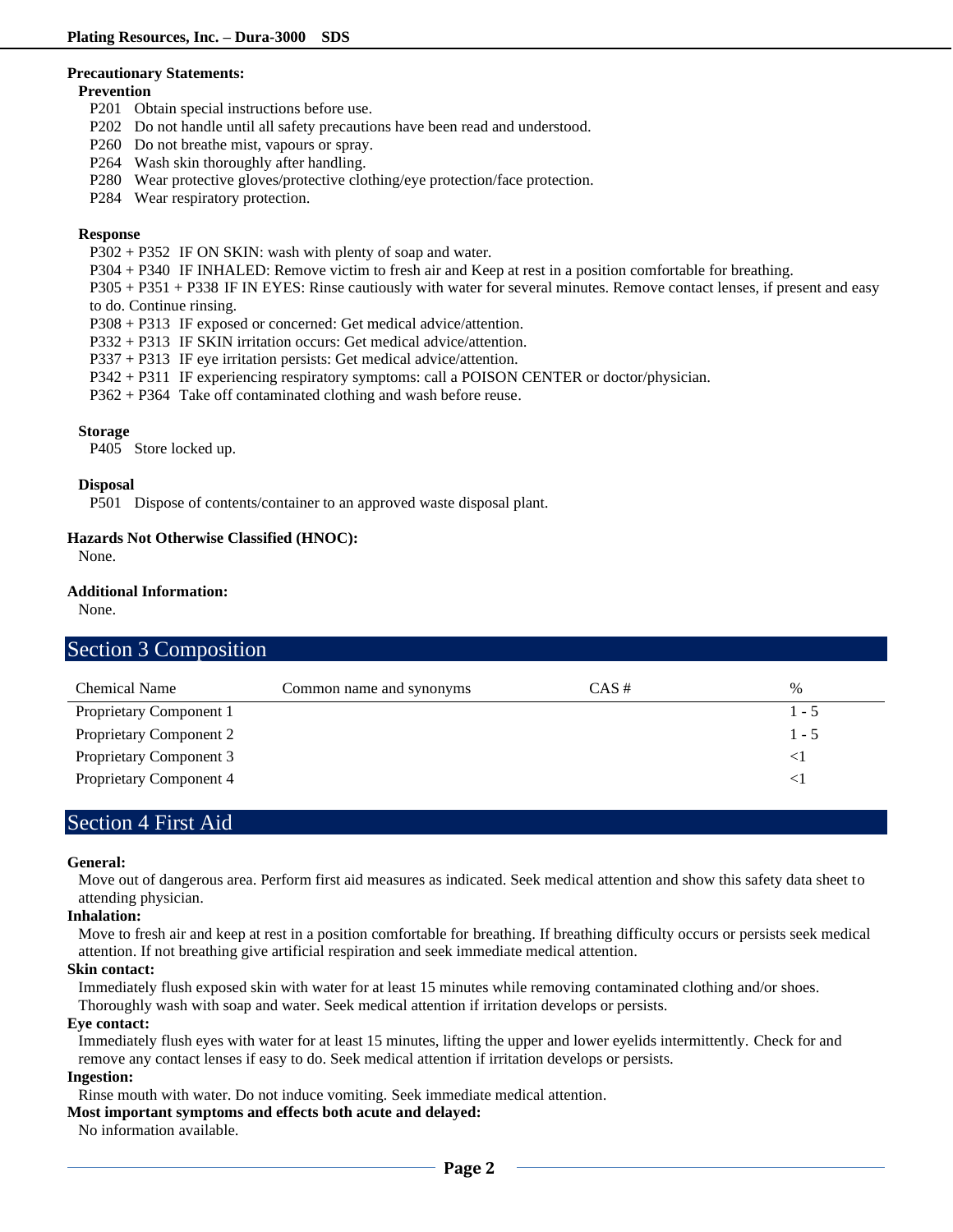**Precautionary Statements:**

**Prevention**

P201 Obtain special instructions before use.
P202 Do not handle until all safety precautions have been read and understood.
P260 Do not breathe mist, vapours or spray.
P264 Wash skin thoroughly after handling.
P280 Wear protective gloves/protective clothing/eye protection/face protection.
P284 Wear respiratory protection.

**Response**

P302 + P352 IF ON SKIN: wash with plenty of soap and water.
P304 + P340 IF INHALED: Remove victim to fresh air and Keep at rest in a position comfortable for breathing.
P305 + P351 + P338 IF IN EYES: Rinse cautiously with water for several minutes. Remove contact lenses, if present and easy to do. Continue rinsing.
P308 + P313 IF exposed or concerned: Get medical advice/attention.
P332 + P313 IF SKIN irritation occurs: Get medical advice/attention.
P337 + P313 IF eye irritation persists: Get medical advice/attention.
P342 + P311 IF experiencing respiratory symptoms: call a POISON CENTER or doctor/physician.
P362 + P364 Take off contaminated clothing and wash before reuse.

**Storage**

P405 Store locked up.

**Disposal**

P501 Dispose of contents/container to an approved waste disposal plant.

**Hazards Not Otherwise Classified (HNOC):**

None.

**Additional Information:**

None.

## Section 3 Composition

| Chemical Name | Common name and synonyms | CAS # | % |
|---|---|---|---|
| Proprietary Component 1 | | | 1 - 5 |
| Proprietary Component 2 | | | 1 - 5 |
| Proprietary Component 3 | | | <1 |
| Proprietary Component 4 | | | <1 |

## Section 4 First Aid

**General:**

Move out of dangerous area. Perform first aid measures as indicated. Seek medical attention and show this safety data sheet to attending physician.

**Inhalation:**

Move to fresh air and keep at rest in a position comfortable for breathing. If breathing difficulty occurs or persists seek medical attention. If not breathing give artificial respiration and seek immediate medical attention.

**Skin contact:**

Immediately flush exposed skin with water for at least 15 minutes while removing contaminated clothing and/or shoes. Thoroughly wash with soap and water. Seek medical attention if irritation develops or persists.

**Eye contact:**

Immediately flush eyes with water for at least 15 minutes, lifting the upper and lower eyelids intermittently. Check for and remove any contact lenses if easy to do. Seek medical attention if irritation develops or persists.

**Ingestion:**

Rinse mouth with water. Do not induce vomiting. Seek immediate medical attention.

**Most important symptoms and effects both acute and delayed:**

No information available.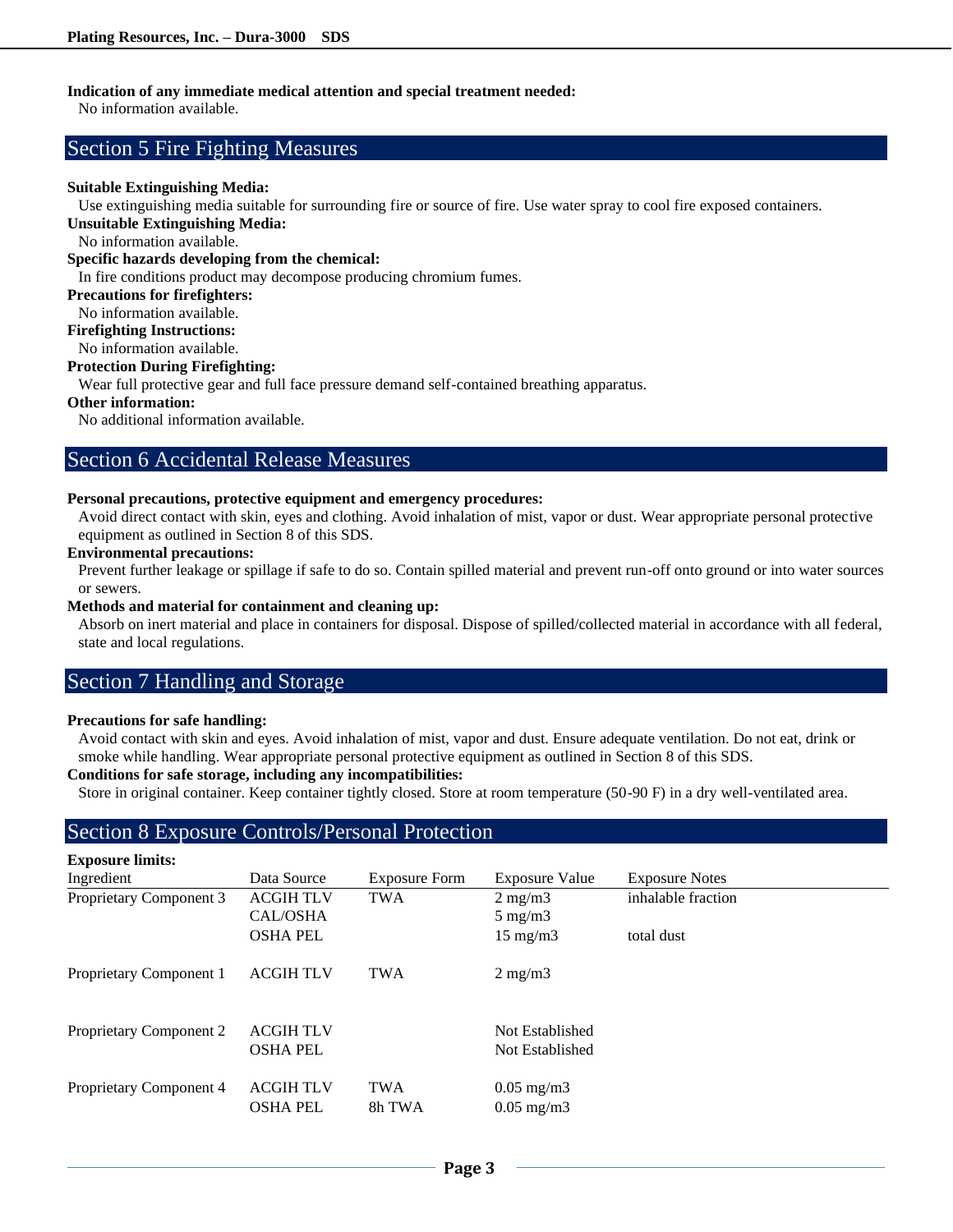**Indication of any immediate medical attention and special treatment needed:**
No information available.

## Section 5 Fire Fighting Measures

**Suitable Extinguishing Media:**
Use extinguishing media suitable for surrounding fire or source of fire. Use water spray to cool fire exposed containers.

**Unsuitable Extinguishing Media:**
No information available.

**Specific hazards developing from the chemical:**
In fire conditions product may decompose producing chromium fumes.

**Precautions for firefighters:**
No information available.

**Firefighting Instructions:**
No information available.

**Protection During Firefighting:**
Wear full protective gear and full face pressure demand self-contained breathing apparatus.

**Other information:**
No additional information available.

## Section 6 Accidental Release Measures

**Personal precautions, protective equipment and emergency procedures:**
Avoid direct contact with skin, eyes and clothing. Avoid inhalation of mist, vapor or dust. Wear appropriate personal protective equipment as outlined in Section 8 of this SDS.

**Environmental precautions:**
Prevent further leakage or spillage if safe to do so. Contain spilled material and prevent run-off onto ground or into water sources or sewers.

**Methods and material for containment and cleaning up:**
Absorb on inert material and place in containers for disposal. Dispose of spilled/collected material in accordance with all federal, state and local regulations.

## Section 7 Handling and Storage

**Precautions for safe handling:**
Avoid contact with skin and eyes. Avoid inhalation of mist, vapor and dust. Ensure adequate ventilation. Do not eat, drink or smoke while handling. Wear appropriate personal protective equipment as outlined in Section 8 of this SDS.

**Conditions for safe storage, including any incompatibilities:**
Store in original container. Keep container tightly closed. Store at room temperature (50-90 F) in a dry well-ventilated area.

## Section 8 Exposure Controls/Personal Protection

**Exposure limits:**

| Ingredient | Data Source | Exposure Form | Exposure Value | Exposure Notes |
|---|---|---|---|---|
| Proprietary Component 3 | ACGIH TLV | TWA | 2 mg/m3 | inhalable fraction |
| | CAL/OSHA | | 5 mg/m3 | |
| | OSHA PEL | | 15 mg/m3 | total dust |
| Proprietary Component 1 | ACGIH TLV | TWA | 2 mg/m3 | |
| Proprietary Component 2 | ACGIH TLV | | Not Established | |
| | OSHA PEL | | Not Established | |
| Proprietary Component 4 | ACGIH TLV | TWA | 0.05 mg/m3 | |
| | OSHA PEL | 8h TWA | 0.05 mg/m3 | |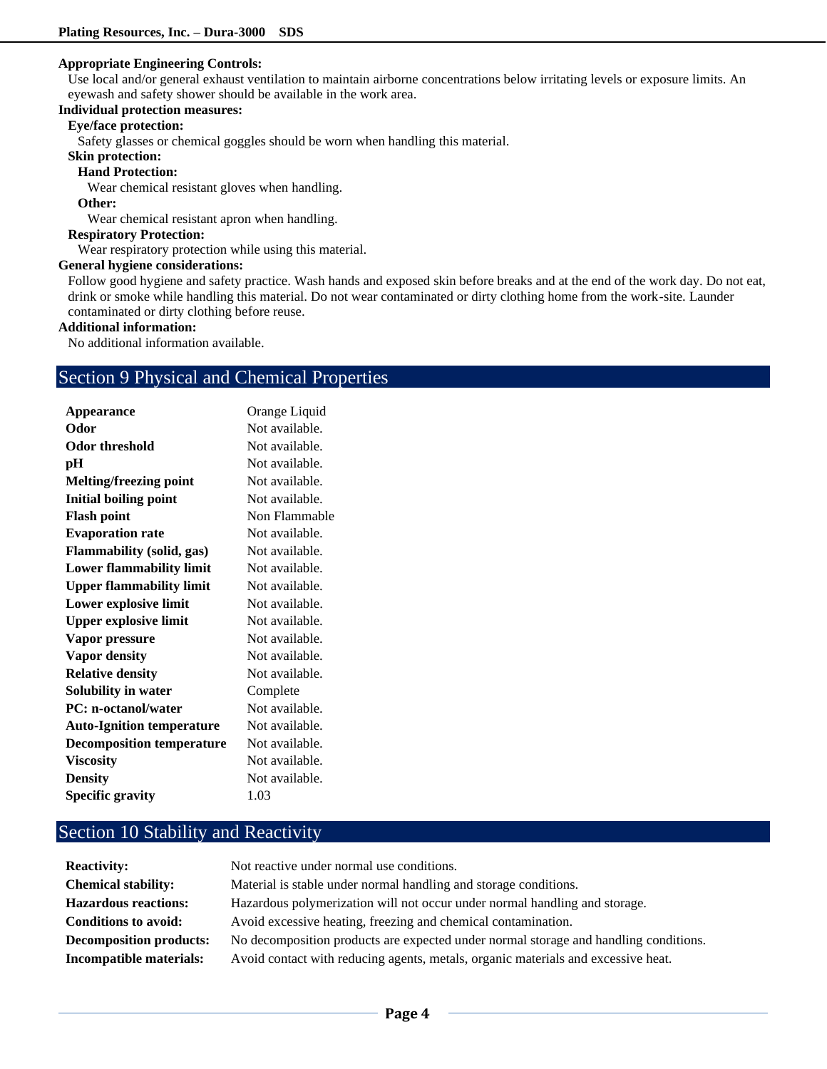**Appropriate Engineering Controls:**

Use local and/or general exhaust ventilation to maintain airborne concentrations below irritating levels or exposure limits. An eyewash and safety shower should be available in the work area.

**Individual protection measures:**

**Eye/face protection:**

Safety glasses or chemical goggles should be worn when handling this material.

**Skin protection:**

**Hand Protection:**

Wear chemical resistant gloves when handling.

**Other:**

Wear chemical resistant apron when handling.

**Respiratory Protection:**

Wear respiratory protection while using this material.

**General hygiene considerations:**

Follow good hygiene and safety practice. Wash hands and exposed skin before breaks and at the end of the work day. Do not eat, drink or smoke while handling this material. Do not wear contaminated or dirty clothing home from the work-site. Launder contaminated or dirty clothing before reuse.

**Additional information:**

No additional information available.

## Section 9 Physical and Chemical Properties

| | |
|---|---|
| **Appearance** | Orange Liquid |
| **Odor** | Not available. |
| **Odor threshold** | Not available. |
| **pH** | Not available. |
| **Melting/freezing point** | Not available. |
| **Initial boiling point** | Not available. |
| **Flash point** | Non Flammable |
| **Evaporation rate** | Not available. |
| **Flammability (solid, gas)** | Not available. |
| **Lower flammability limit** | Not available. |
| **Upper flammability limit** | Not available. |
| **Lower explosive limit** | Not available. |
| **Upper explosive limit** | Not available. |
| **Vapor pressure** | Not available. |
| **Vapor density** | Not available. |
| **Relative density** | Not available. |
| **Solubility in water** | Complete |
| **PC: n-octanol/water** | Not available. |
| **Auto-Ignition temperature** | Not available. |
| **Decomposition temperature** | Not available. |
| **Viscosity** | Not available. |
| **Density** | Not available. |
| **Specific gravity** | 1.03 |

## Section 10 Stability and Reactivity

| | |
|---|---|
| **Reactivity:** | Not reactive under normal use conditions. |
| **Chemical stability:** | Material is stable under normal handling and storage conditions. |
| **Hazardous reactions:** | Hazardous polymerization will not occur under normal handling and storage. |
| **Conditions to avoid:** | Avoid excessive heating, freezing and chemical contamination. |
| **Decomposition products:** | No decomposition products are expected under normal storage and handling conditions. |
| **Incompatible materials:** | Avoid contact with reducing agents, metals, organic materials and excessive heat. |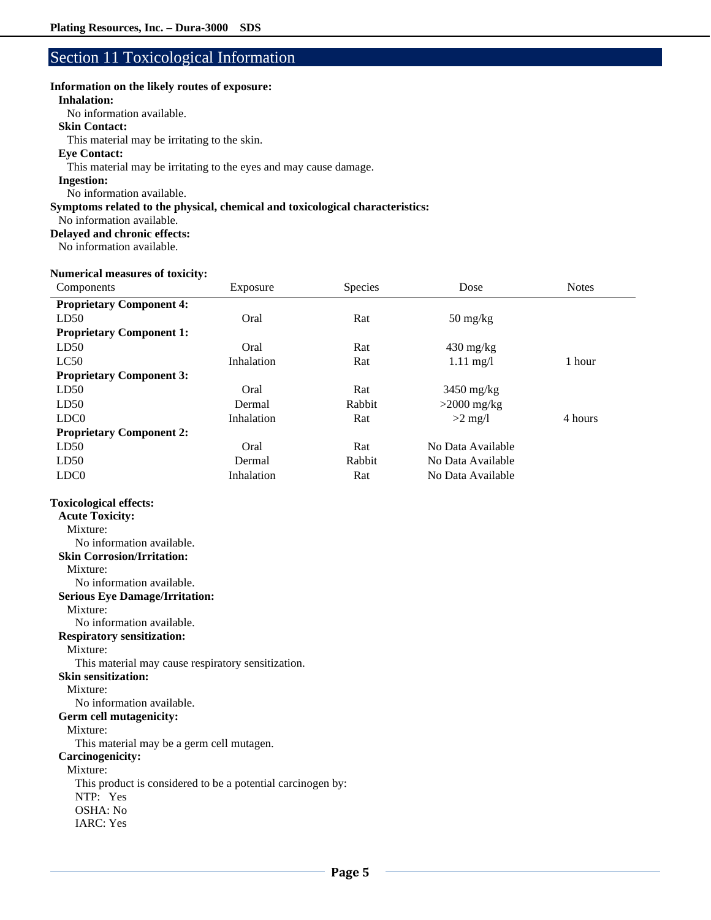## Section 11 Toxicological Information

**Information on the likely routes of exposure:**

**Inhalation:**
No information available.

**Skin Contact:**
This material may be irritating to the skin.

**Eye Contact:**
This material may be irritating to the eyes and may cause damage.

**Ingestion:**
No information available.

**Symptoms related to the physical, chemical and toxicological characteristics:**
No information available.

**Delayed and chronic effects:**
No information available.

**Numerical measures of toxicity:**

| Components | Exposure | Species | Dose | Notes |
|---|---|---|---|---|
| **Proprietary Component 4:** | | | | |
| LD50 | Oral | Rat | 50 mg/kg | |
| **Proprietary Component 1:** | | | | |
| LD50 | Oral | Rat | 430 mg/kg | |
| LC50 | Inhalation | Rat | 1.11 mg/l | 1 hour |
| **Proprietary Component 3:** | | | | |
| LD50 | Oral | Rat | 3450 mg/kg | |
| LD50 | Dermal | Rabbit | >2000 mg/kg | |
| LDC0 | Inhalation | Rat | >2 mg/l | 4 hours |
| **Proprietary Component 2:** | | | | |
| LD50 | Oral | Rat | No Data Available | |
| LD50 | Dermal | Rabbit | No Data Available | |
| LDC0 | Inhalation | Rat | No Data Available | |

**Toxicological effects:**

**Acute Toxicity:**
Mixture:
No information available.

**Skin Corrosion/Irritation:**
Mixture:
No information available.

**Serious Eye Damage/Irritation:**
Mixture:
No information available.

**Respiratory sensitization:**
Mixture:
This material may cause respiratory sensitization.

**Skin sensitization:**
Mixture:
No information available.

**Germ cell mutagenicity:**
Mixture:
This material may be a germ cell mutagen.

**Carcinogenicity:**
Mixture:
This product is considered to be a potential carcinogen by:
NTP: Yes
OSHA: No
IARC: Yes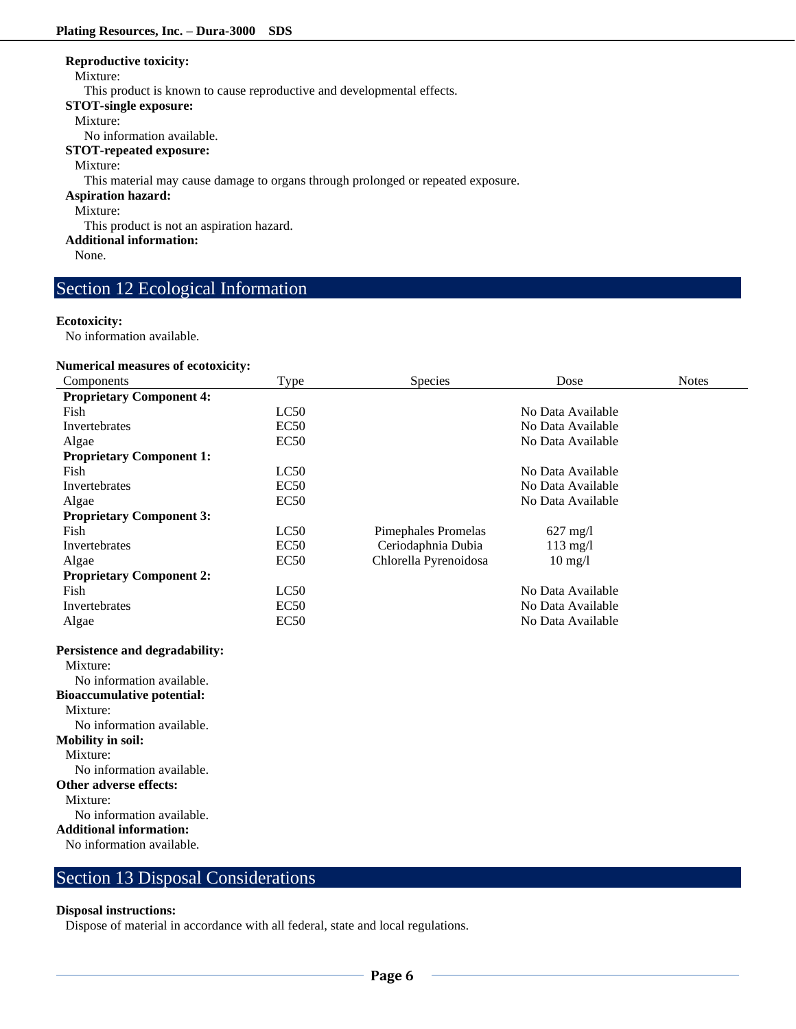**Reproductive toxicity:**

Mixture:

This product is known to cause reproductive and developmental effects.

**STOT-single exposure:**

Mixture:

No information available.

**STOT-repeated exposure:**

Mixture:

This material may cause damage to organs through prolonged or repeated exposure.

**Aspiration hazard:**

Mixture:

This product is not an aspiration hazard.

**Additional information:**

None.

## Section 12 Ecological Information

**Ecotoxicity:**

No information available.

**Numerical measures of ecotoxicity:**

| Components | Type | Species | Dose | Notes |
|---|---|---|---|---|
| **Proprietary Component 4:** | | | | |
| Fish | LC50 | | No Data Available | |
| Invertebrates | EC50 | | No Data Available | |
| Algae | EC50 | | No Data Available | |
| **Proprietary Component 1:** | | | | |
| Fish | LC50 | | No Data Available | |
| Invertebrates | EC50 | | No Data Available | |
| Algae | EC50 | | No Data Available | |
| **Proprietary Component 3:** | | | | |
| Fish | LC50 | Pimephales Promelas | 627 mg/l | |
| Invertebrates | EC50 | Ceriodaphnia Dubia | 113 mg/l | |
| Algae | EC50 | Chlorella Pyrenoidosa | 10 mg/l | |
| **Proprietary Component 2:** | | | | |
| Fish | LC50 | | No Data Available | |
| Invertebrates | EC50 | | No Data Available | |
| Algae | EC50 | | No Data Available | |

**Persistence and degradability:**

Mixture:

No information available.

**Bioaccumulative potential:**

Mixture:

No information available.

**Mobility in soil:**

Mixture:

No information available.

**Other adverse effects:**

Mixture:

No information available.

**Additional information:**

No information available.

## Section 13 Disposal Considerations

**Disposal instructions:**

Dispose of material in accordance with all federal, state and local regulations.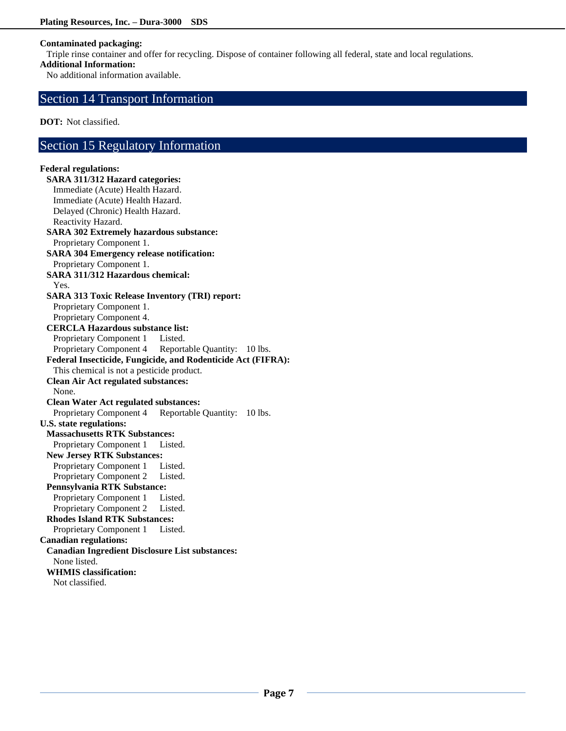**Contaminated packaging:**

Triple rinse container and offer for recycling. Dispose of container following all federal, state and local regulations.

**Additional Information:**

No additional information available.

## Section 14 Transport Information

**DOT:** Not classified.

## Section 15 Regulatory Information

**Federal regulations:**

**SARA 311/312 Hazard categories:**

Immediate (Acute) Health Hazard.
Immediate (Acute) Health Hazard.
Delayed (Chronic) Health Hazard.
Reactivity Hazard.

**SARA 302 Extremely hazardous substance:**

Proprietary Component 1.

**SARA 304 Emergency release notification:**

Proprietary Component 1.

**SARA 311/312 Hazardous chemical:**

Yes.

**SARA 313 Toxic Release Inventory (TRI) report:**

Proprietary Component 1.
Proprietary Component 4.

**CERCLA Hazardous substance list:**

Proprietary Component 1 Listed.
Proprietary Component 4 Reportable Quantity: 10 lbs.

**Federal Insecticide, Fungicide, and Rodenticide Act (FIFRA):**

This chemical is not a pesticide product.

**Clean Air Act regulated substances:**

None.

**Clean Water Act regulated substances:**

Proprietary Component 4 Reportable Quantity: 10 lbs.

**U.S. state regulations:**

**Massachusetts RTK Substances:**

Proprietary Component 1 Listed.

**New Jersey RTK Substances:**

Proprietary Component 1 Listed.
Proprietary Component 2 Listed.

**Pennsylvania RTK Substance:**

Proprietary Component 1 Listed.
Proprietary Component 2 Listed.

**Rhodes Island RTK Substances:**

Proprietary Component 1 Listed.

**Canadian regulations:**

**Canadian Ingredient Disclosure List substances:**

None listed.

**WHMIS classification:**

Not classified.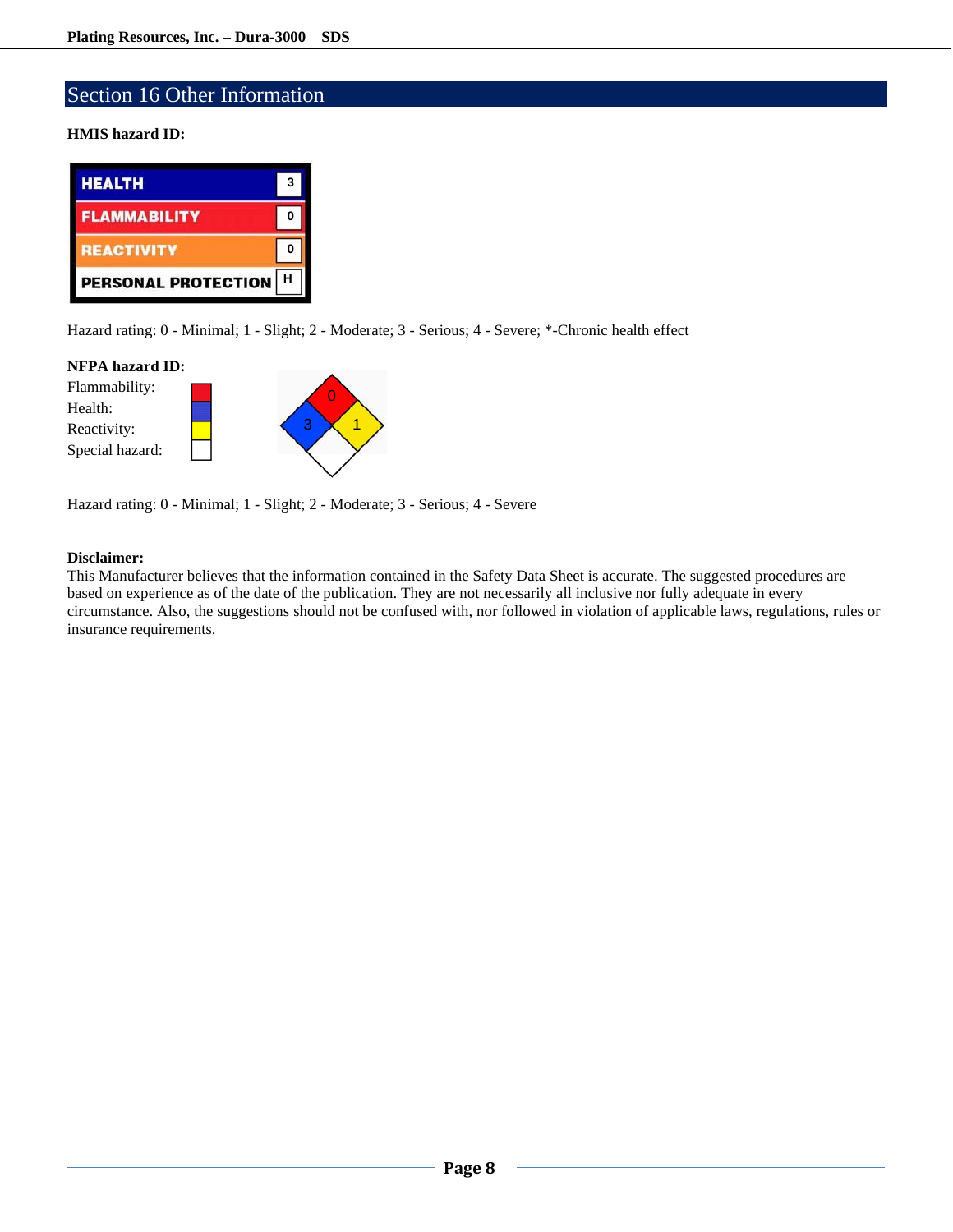## Section 16 Other Information

**HMIS hazard ID:**

| | |
|---|---|
| HEALTH | 3 |
| FLAMMABILITY | 0 |
| REACTIVITY | 0 |
| PERSONAL PROTECTION | H |

Hazard rating: 0 - Minimal; 1 - Slight; 2 - Moderate; 3 - Serious; 4 - Severe; *-Chronic health effect

**NFPA hazard ID:**

Flammability:
Health:
Reactivity:
Special hazard:

0
3
1

Hazard rating: 0 - Minimal; 1 - Slight; 2 - Moderate; 3 - Serious; 4 - Severe

**Disclaimer:**
This Manufacturer believes that the information contained in the Safety Data Sheet is accurate. The suggested procedures are based on experience as of the date of the publication. They are not necessarily all inclusive nor fully adequate in every circumstance. Also, the suggestions should not be confused with, nor followed in violation of applicable laws, regulations, rules or insurance requirements.